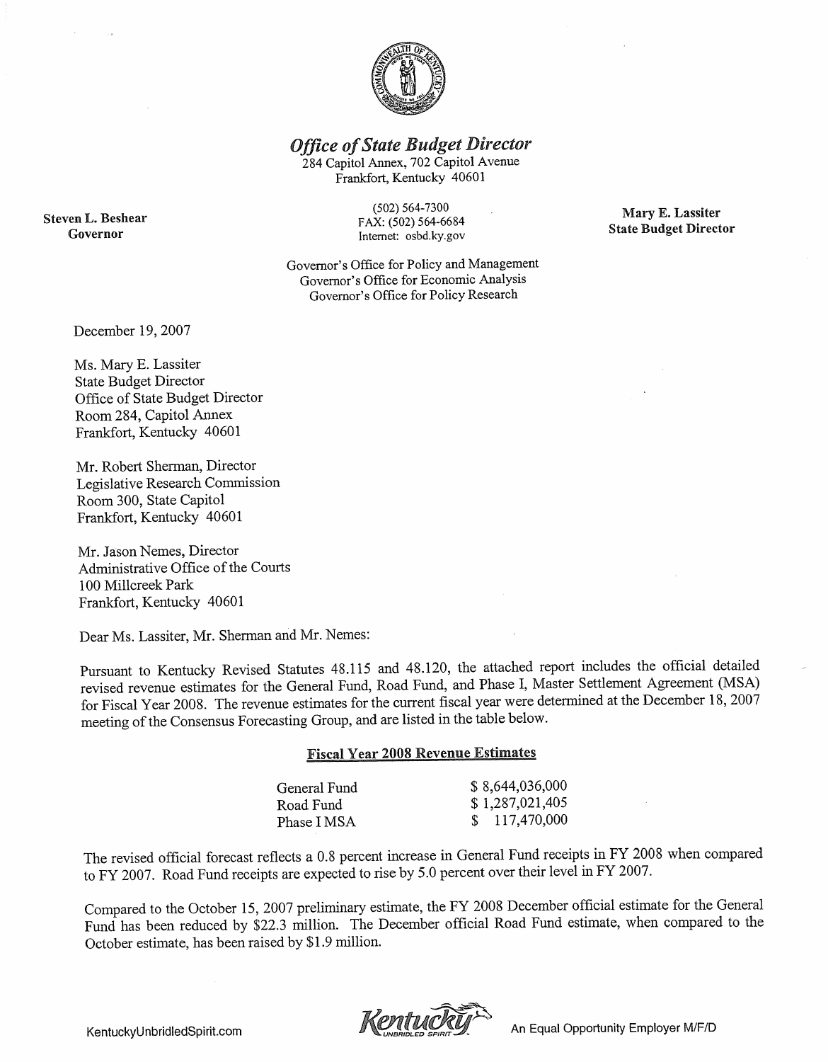# *Office of State Budget Director*

284 Capitol Annex, 702 Capitol Avenue
Frankfort, Kentucky 40601

(502) 564-7300
FAX: (502) 564-6684
Internet: osbd.ky.gov

**Steven L. Beshear**
**Governor**

**Mary E. Lassiter**
**State Budget Director**

Governor's Office for Policy and Management
Governor's Office for Economic Analysis
Governor's Office for Policy Research

December 19, 2007

Ms. Mary E. Lassiter
State Budget Director
Office of State Budget Director
Room 284, Capitol Annex
Frankfort, Kentucky 40601

Mr. Robert Sherman, Director
Legislative Research Commission
Room 300, State Capitol
Frankfort, Kentucky 40601

Mr. Jason Nemes, Director
Administrative Office of the Courts
100 Millcreek Park
Frankfort, Kentucky 40601

Dear Ms. Lassiter, Mr. Sherman and Mr. Nemes:

Pursuant to Kentucky Revised Statutes 48.115 and 48.120, the attached report includes the official detailed revised revenue estimates for the General Fund, Road Fund, and Phase I, Master Settlement Agreement (MSA) for Fiscal Year 2008. The revenue estimates for the current fiscal year were determined at the December 18, 2007 meeting of the Consensus Forecasting Group, and are listed in the table below.

**Fiscal Year 2008 Revenue Estimates**

| | |
|---|---|
| General Fund | $ 8,644,036,000 |
| Road Fund | $ 1,287,021,405 |
| Phase I MSA | $ 117,470,000 |

The revised official forecast reflects a 0.8 percent increase in General Fund receipts in FY 2008 when compared to FY 2007. Road Fund receipts are expected to rise by 5.0 percent over their level in FY 2007.

Compared to the October 15, 2007 preliminary estimate, the FY 2008 December official estimate for the General Fund has been reduced by $22.3 million. The December official Road Fund estimate, when compared to the October estimate, has been raised by $1.9 million.

KentuckyUnbridledSpirit.com

An Equal Opportunity Employer M/F/D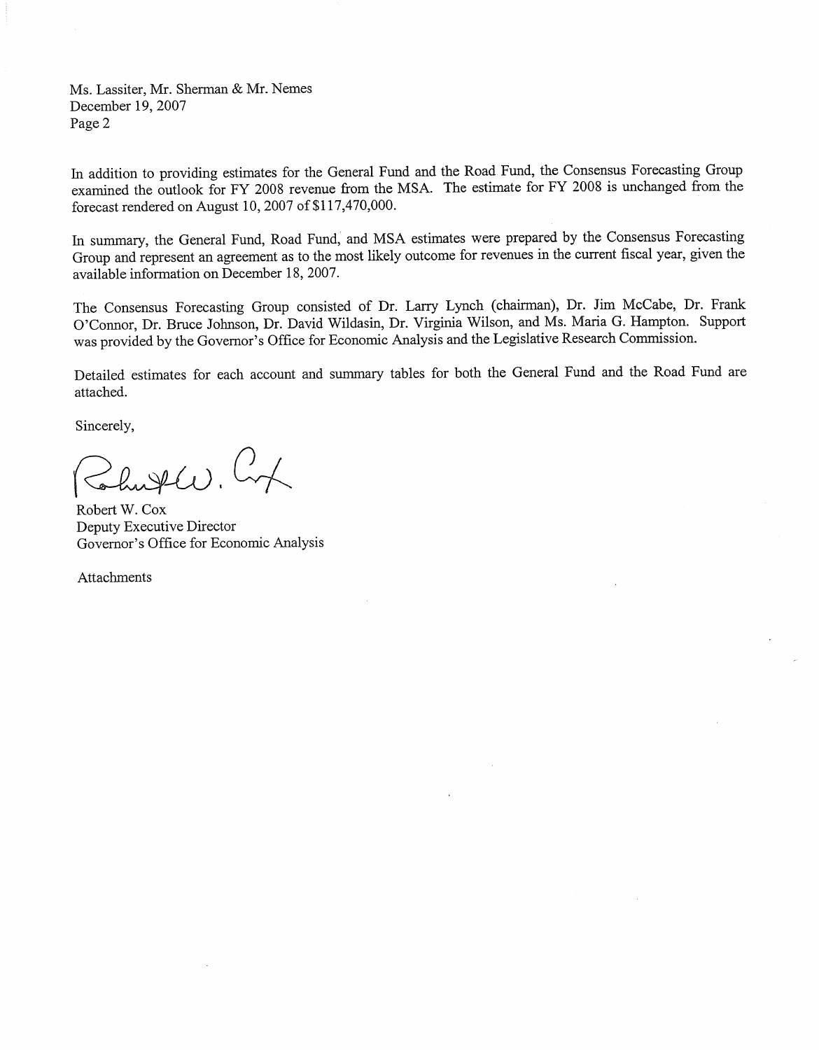Ms. Lassiter, Mr. Sherman & Mr. Nemes
December 19, 2007
Page 2

In addition to providing estimates for the General Fund and the Road Fund, the Consensus Forecasting Group examined the outlook for FY 2008 revenue from the MSA. The estimate for FY 2008 is unchanged from the forecast rendered on August 10, 2007 of $117,470,000.

In summary, the General Fund, Road Fund, and MSA estimates were prepared by the Consensus Forecasting Group and represent an agreement as to the most likely outcome for revenues in the current fiscal year, given the available information on December 18, 2007.

The Consensus Forecasting Group consisted of Dr. Larry Lynch (chairman), Dr. Jim McCabe, Dr. Frank O'Connor, Dr. Bruce Johnson, Dr. David Wildasin, Dr. Virginia Wilson, and Ms. Maria G. Hampton. Support was provided by the Governor's Office for Economic Analysis and the Legislative Research Commission.

Detailed estimates for each account and summary tables for both the General Fund and the Road Fund are attached.

Sincerely,

Robert W. Cox
Deputy Executive Director
Governor's Office for Economic Analysis

Attachments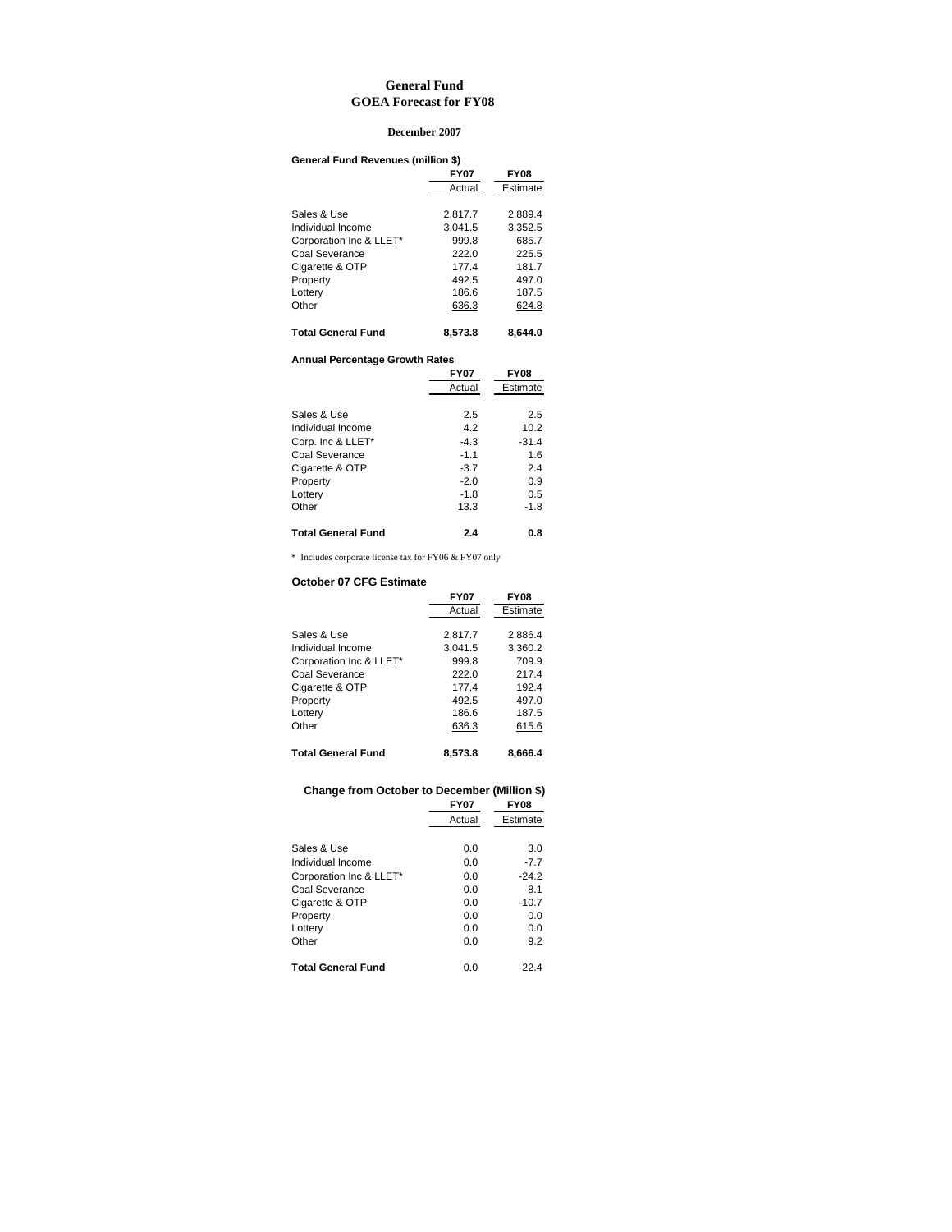# General Fund
## GOEA Forecast for FY08

**December 2007**

**General Fund Revenues (million $)**

| | FY07 | FY08 |
|---|---|---|
| | Actual | Estimate |
| Sales & Use | 2,817.7 | 2,889.4 |
| Individual Income | 3,041.5 | 3,352.5 |
| Corporation Inc & LLET* | 999.8 | 685.7 |
| Coal Severance | 222.0 | 225.5 |
| Cigarette & OTP | 177.4 | 181.7 |
| Property | 492.5 | 497.0 |
| Lottery | 186.6 | 187.5 |
| Other | 636.3 | 624.8 |
| **Total General Fund** | **8,573.8** | **8,644.0** |

**Annual Percentage Growth Rates**

| | FY07 | FY08 |
|---|---|---|
| | Actual | Estimate |
| Sales & Use | 2.5 | 2.5 |
| Individual Income | 4.2 | 10.2 |
| Corp. Inc & LLET* | -4.3 | -31.4 |
| Coal Severance | -1.1 | 1.6 |
| Cigarette & OTP | -3.7 | 2.4 |
| Property | -2.0 | 0.9 |
| Lottery | -1.8 | 0.5 |
| Other | 13.3 | -1.8 |
| **Total General Fund** | **2.4** | **0.8** |

* Includes corporate license tax for FY06 & FY07 only

**October 07 CFG Estimate**

| | FY07 | FY08 |
|---|---|---|
| | Actual | Estimate |
| Sales & Use | 2,817.7 | 2,886.4 |
| Individual Income | 3,041.5 | 3,360.2 |
| Corporation Inc & LLET* | 999.8 | 709.9 |
| Coal Severance | 222.0 | 217.4 |
| Cigarette & OTP | 177.4 | 192.4 |
| Property | 492.5 | 497.0 |
| Lottery | 186.6 | 187.5 |
| Other | 636.3 | 615.6 |
| **Total General Fund** | **8,573.8** | **8,666.4** |

**Change from October to December (Million $)**

| | FY07 | FY08 |
|---|---|---|
| | Actual | Estimate |
| Sales & Use | 0.0 | 3.0 |
| Individual Income | 0.0 | -7.7 |
| Corporation Inc & LLET* | 0.0 | -24.2 |
| Coal Severance | 0.0 | 8.1 |
| Cigarette & OTP | 0.0 | -10.7 |
| Property | 0.0 | 0.0 |
| Lottery | 0.0 | 0.0 |
| Other | 0.0 | 9.2 |
| **Total General Fund** | 0.0 | -22.4 |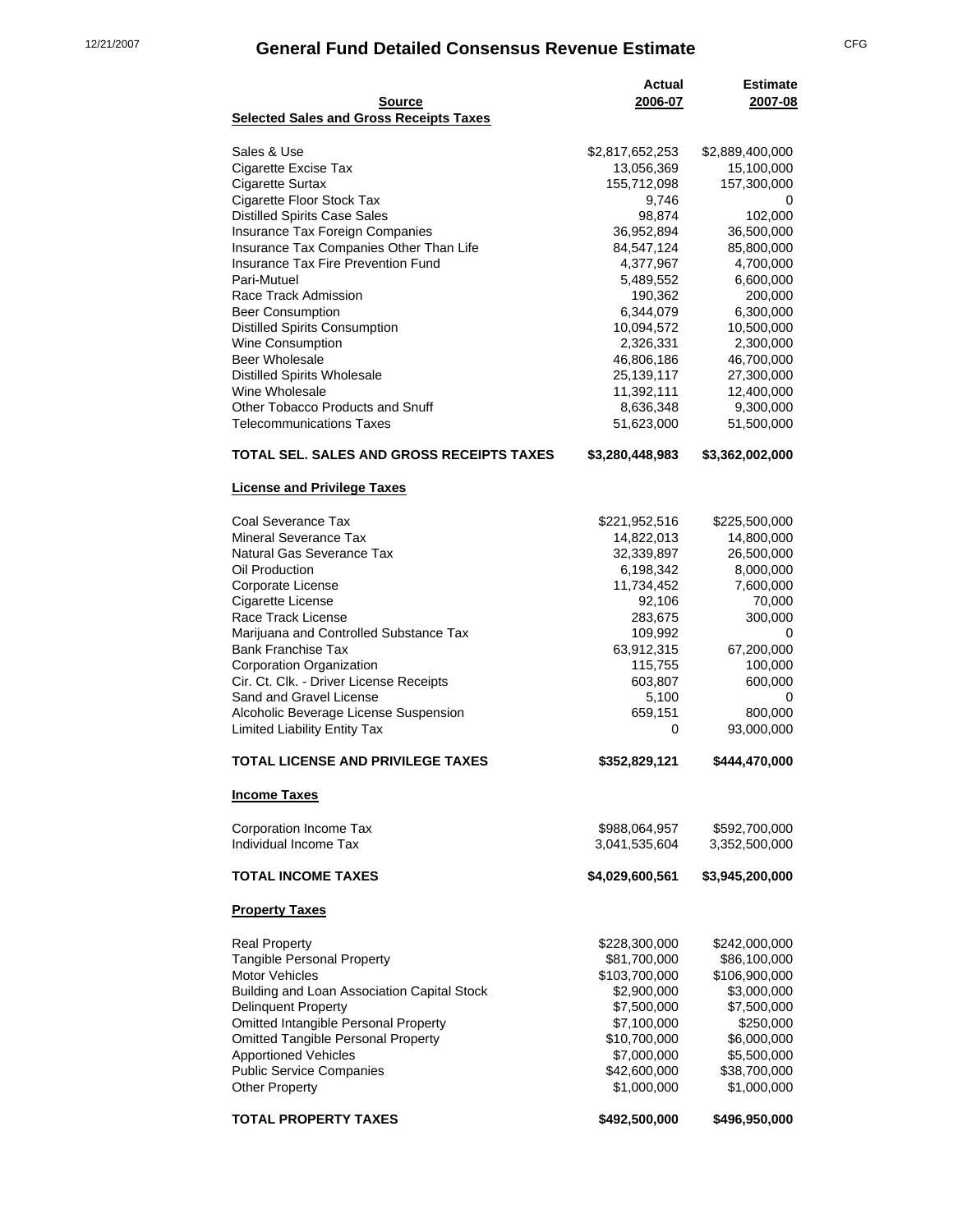# General Fund Detailed Consensus Revenue Estimate

| Source | Actual 2006-07 | Estimate 2007-08 |
|---|---|---|
| **Selected Sales and Gross Receipts Taxes** | | |
| Sales & Use | $2,817,652,253 | $2,889,400,000 |
| Cigarette Excise Tax | 13,056,369 | 15,100,000 |
| Cigarette Surtax | 155,712,098 | 157,300,000 |
| Cigarette Floor Stock Tax | 9,746 | 0 |
| Distilled Spirits Case Sales | 98,874 | 102,000 |
| Insurance Tax Foreign Companies | 36,952,894 | 36,500,000 |
| Insurance Tax Companies Other Than Life | 84,547,124 | 85,800,000 |
| Insurance Tax Fire Prevention Fund | 4,377,967 | 4,700,000 |
| Pari-Mutuel | 5,489,552 | 6,600,000 |
| Race Track Admission | 190,362 | 200,000 |
| Beer Consumption | 6,344,079 | 6,300,000 |
| Distilled Spirits Consumption | 10,094,572 | 10,500,000 |
| Wine Consumption | 2,326,331 | 2,300,000 |
| Beer Wholesale | 46,806,186 | 46,700,000 |
| Distilled Spirits Wholesale | 25,139,117 | 27,300,000 |
| Wine Wholesale | 11,392,111 | 12,400,000 |
| Other Tobacco Products and Snuff | 8,636,348 | 9,300,000 |
| Telecommunications Taxes | 51,623,000 | 51,500,000 |
| **TOTAL SEL. SALES AND GROSS RECEIPTS TAXES** | **$3,280,448,983** | **$3,362,002,000** |
| **License and Privilege Taxes** | | |
| Coal Severance Tax | $221,952,516 | $225,500,000 |
| Mineral Severance Tax | 14,822,013 | 14,800,000 |
| Natural Gas Severance Tax | 32,339,897 | 26,500,000 |
| Oil Production | 6,198,342 | 8,000,000 |
| Corporate License | 11,734,452 | 7,600,000 |
| Cigarette License | 92,106 | 70,000 |
| Race Track License | 283,675 | 300,000 |
| Marijuana and Controlled Substance Tax | 109,992 | 0 |
| Bank Franchise Tax | 63,912,315 | 67,200,000 |
| Corporation Organization | 115,755 | 100,000 |
| Cir. Ct. Clk. - Driver License Receipts | 603,807 | 600,000 |
| Sand and Gravel License | 5,100 | 0 |
| Alcoholic Beverage License Suspension | 659,151 | 800,000 |
| Limited Liability Entity Tax | 0 | 93,000,000 |
| **TOTAL LICENSE AND PRIVILEGE TAXES** | **$352,829,121** | **$444,470,000** |
| **Income Taxes** | | |
| Corporation Income Tax | $988,064,957 | $592,700,000 |
| Individual Income Tax | 3,041,535,604 | 3,352,500,000 |
| **TOTAL INCOME TAXES** | **$4,029,600,561** | **$3,945,200,000** |
| **Property Taxes** | | |
| Real Property | $228,300,000 | $242,000,000 |
| Tangible Personal Property | $81,700,000 | $86,100,000 |
| Motor Vehicles | $103,700,000 | $106,900,000 |
| Building and Loan Association Capital Stock | $2,900,000 | $3,000,000 |
| Delinquent Property | $7,500,000 | $7,500,000 |
| Omitted Intangible Personal Property | $7,100,000 | $250,000 |
| Omitted Tangible Personal Property | $10,700,000 | $6,000,000 |
| Apportioned Vehicles | $7,000,000 | $5,500,000 |
| Public Service Companies | $42,600,000 | $38,700,000 |
| Other Property | $1,000,000 | $1,000,000 |
| **TOTAL PROPERTY TAXES** | **$492,500,000** | **$496,950,000** |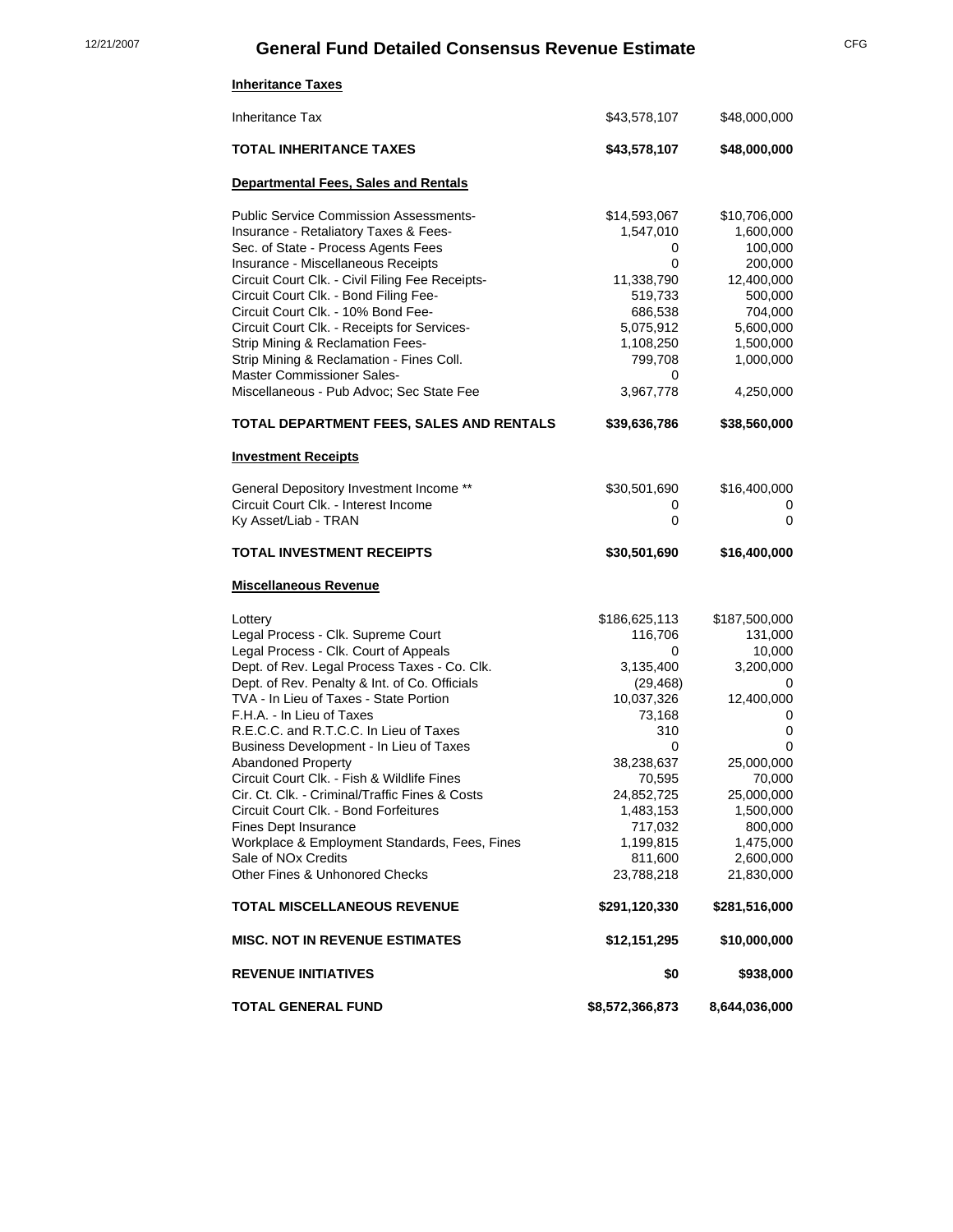# General Fund Detailed Consensus Revenue Estimate

| | | |
|---|---|---|
| **Inheritance Taxes** | | |
| Inheritance Tax | $43,578,107 | $48,000,000 |
| **TOTAL INHERITANCE TAXES** | **$43,578,107** | **$48,000,000** |
| **Departmental Fees, Sales and Rentals** | | |
| Public Service Commission Assessments- | $14,593,067 | $10,706,000 |
| Insurance - Retaliatory Taxes & Fees- | 1,547,010 | 1,600,000 |
| Sec. of State - Process Agents Fees | 0 | 100,000 |
| Insurance - Miscellaneous Receipts | 0 | 200,000 |
| Circuit Court Clk. - Civil Filing Fee Receipts- | 11,338,790 | 12,400,000 |
| Circuit Court Clk. - Bond Filing Fee- | 519,733 | 500,000 |
| Circuit Court Clk. - 10% Bond Fee- | 686,538 | 704,000 |
| Circuit Court Clk. - Receipts for Services- | 5,075,912 | 5,600,000 |
| Strip Mining & Reclamation Fees- | 1,108,250 | 1,500,000 |
| Strip Mining & Reclamation - Fines Coll. | 799,708 | 1,000,000 |
| Master Commissioner Sales- | 0 | |
| Miscellaneous - Pub Advoc; Sec State Fee | 3,967,778 | 4,250,000 |
| **TOTAL DEPARTMENT FEES, SALES AND RENTALS** | **$39,636,786** | **$38,560,000** |
| **Investment Receipts** | | |
| General Depository Investment Income ** | $30,501,690 | $16,400,000 |
| Circuit Court Clk. - Interest Income | 0 | 0 |
| Ky Asset/Liab - TRAN | 0 | 0 |
| **TOTAL INVESTMENT RECEIPTS** | **$30,501,690** | **$16,400,000** |
| **Miscellaneous Revenue** | | |
| Lottery | $186,625,113 | $187,500,000 |
| Legal Process - Clk. Supreme Court | 116,706 | 131,000 |
| Legal Process - Clk. Court of Appeals | 0 | 10,000 |
| Dept. of Rev. Legal Process Taxes - Co. Clk. | 3,135,400 | 3,200,000 |
| Dept. of Rev. Penalty & Int. of Co. Officials | (29,468) | 0 |
| TVA - In Lieu of Taxes - State Portion | 10,037,326 | 12,400,000 |
| F.H.A. - In Lieu of Taxes | 73,168 | 0 |
| R.E.C.C. and R.T.C.C. In Lieu of Taxes | 310 | 0 |
| Business Development - In Lieu of Taxes | 0 | 0 |
| Abandoned Property | 38,238,637 | 25,000,000 |
| Circuit Court Clk. - Fish & Wildlife Fines | 70,595 | 70,000 |
| Cir. Ct. Clk. - Criminal/Traffic Fines & Costs | 24,852,725 | 25,000,000 |
| Circuit Court Clk. - Bond Forfeitures | 1,483,153 | 1,500,000 |
| Fines Dept Insurance | 717,032 | 800,000 |
| Workplace & Employment Standards, Fees, Fines | 1,199,815 | 1,475,000 |
| Sale of NOx Credits | 811,600 | 2,600,000 |
| Other Fines & Unhonored Checks | 23,788,218 | 21,830,000 |
| **TOTAL MISCELLANEOUS REVENUE** | **$291,120,330** | **$281,516,000** |
| **MISC. NOT IN REVENUE ESTIMATES** | **$12,151,295** | **$10,000,000** |
| **REVENUE INITIATIVES** | **$0** | **$938,000** |
| **TOTAL GENERAL FUND** | **$8,572,366,873** | **8,644,036,000** |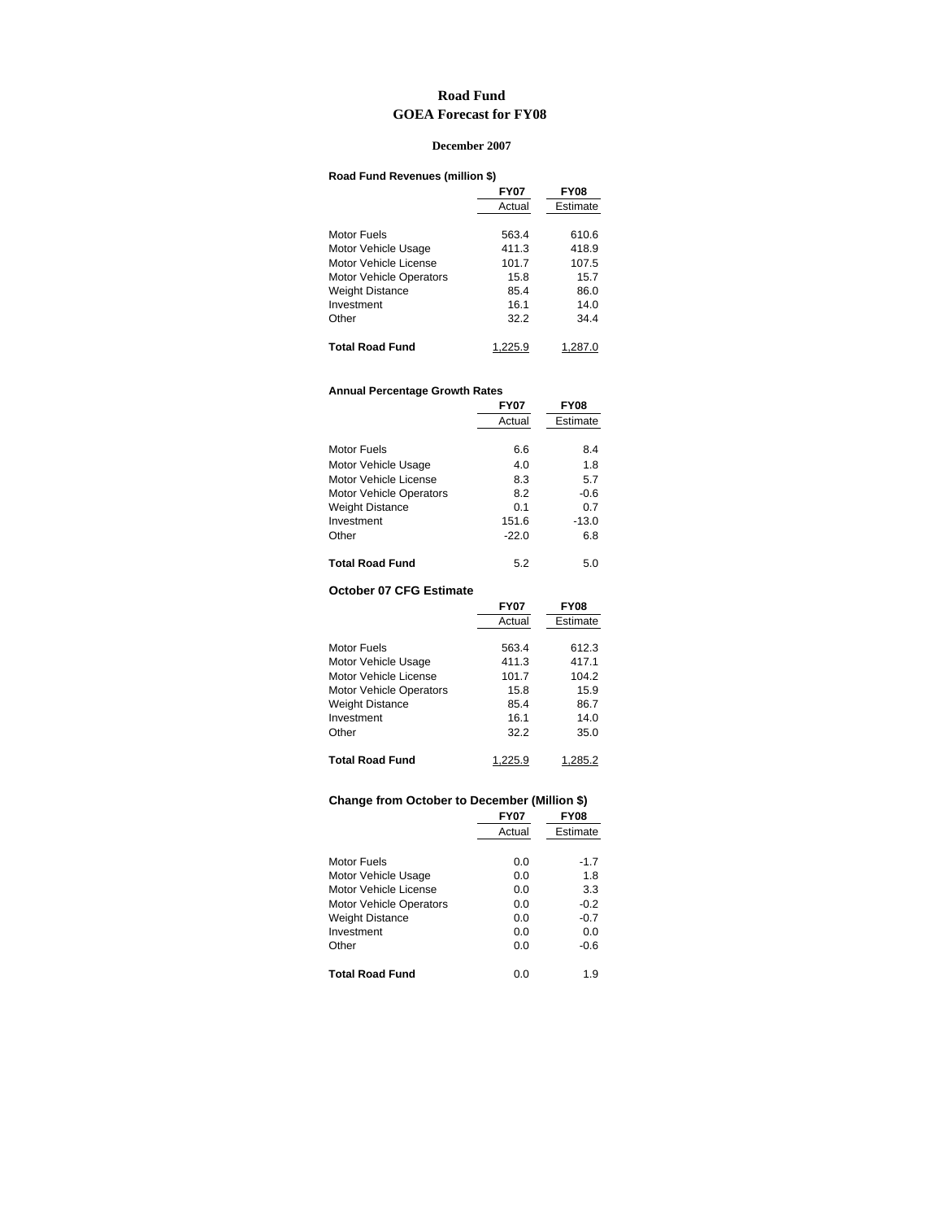# Road Fund
## GOEA Forecast for FY08

**December 2007**

**Road Fund Revenues (million $)**

| | FY07 Actual | FY08 Estimate |
|---|---|---|
| Motor Fuels | 563.4 | 610.6 |
| Motor Vehicle Usage | 411.3 | 418.9 |
| Motor Vehicle License | 101.7 | 107.5 |
| Motor Vehicle Operators | 15.8 | 15.7 |
| Weight Distance | 85.4 | 86.0 |
| Investment | 16.1 | 14.0 |
| Other | 32.2 | 34.4 |
| **Total Road Fund** | 1,225.9 | 1,287.0 |

**Annual Percentage Growth Rates**

| | FY07 Actual | FY08 Estimate |
|---|---|---|
| Motor Fuels | 6.6 | 8.4 |
| Motor Vehicle Usage | 4.0 | 1.8 |
| Motor Vehicle License | 8.3 | 5.7 |
| Motor Vehicle Operators | 8.2 | -0.6 |
| Weight Distance | 0.1 | 0.7 |
| Investment | 151.6 | -13.0 |
| Other | -22.0 | 6.8 |
| **Total Road Fund** | 5.2 | 5.0 |

**October 07 CFG Estimate**

| | FY07 Actual | FY08 Estimate |
|---|---|---|
| Motor Fuels | 563.4 | 612.3 |
| Motor Vehicle Usage | 411.3 | 417.1 |
| Motor Vehicle License | 101.7 | 104.2 |
| Motor Vehicle Operators | 15.8 | 15.9 |
| Weight Distance | 85.4 | 86.7 |
| Investment | 16.1 | 14.0 |
| Other | 32.2 | 35.0 |
| **Total Road Fund** | 1,225.9 | 1,285.2 |

**Change from October to December (Million $)**

| | FY07 Actual | FY08 Estimate |
|---|---|---|
| Motor Fuels | 0.0 | -1.7 |
| Motor Vehicle Usage | 0.0 | 1.8 |
| Motor Vehicle License | 0.0 | 3.3 |
| Motor Vehicle Operators | 0.0 | -0.2 |
| Weight Distance | 0.0 | -0.7 |
| Investment | 0.0 | 0.0 |
| Other | 0.0 | -0.6 |
| **Total Road Fund** | 0.0 | 1.9 |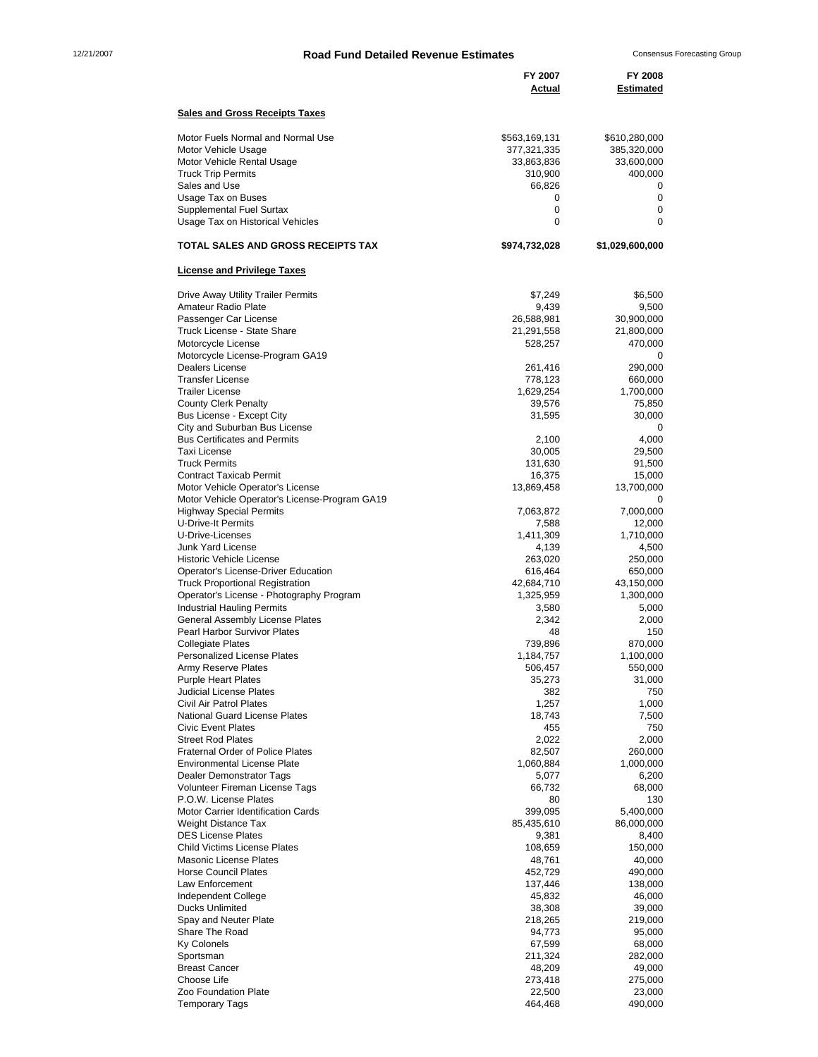# Road Fund Detailed Revenue Estimates

| | FY 2007 Actual | FY 2008 Estimated |
|---|---|---|
| **Sales and Gross Receipts Taxes** | | |
| Motor Fuels Normal and Normal Use | $563,169,131 | $610,280,000 |
| Motor Vehicle Usage | 377,321,335 | 385,320,000 |
| Motor Vehicle Rental Usage | 33,863,836 | 33,600,000 |
| Truck Trip Permits | 310,900 | 400,000 |
| Sales and Use | 66,826 | 0 |
| Usage Tax on Buses | 0 | 0 |
| Supplemental Fuel Surtax | 0 | 0 |
| Usage Tax on Historical Vehicles | 0 | 0 |
| **TOTAL SALES AND GROSS RECEIPTS TAX** | **$974,732,028** | **$1,029,600,000** |
| **License and Privilege Taxes** | | |
| Drive Away Utility Trailer Permits | $7,249 | $6,500 |
| Amateur Radio Plate | 9,439 | 9,500 |
| Passenger Car License | 26,588,981 | 30,900,000 |
| Truck License - State Share | 21,291,558 | 21,800,000 |
| Motorcycle License | 528,257 | 470,000 |
| Motorcycle License-Program GA19 | | 0 |
| Dealers License | 261,416 | 290,000 |
| Transfer License | 778,123 | 660,000 |
| Trailer License | 1,629,254 | 1,700,000 |
| County Clerk Penalty | 39,576 | 75,850 |
| Bus License - Except City | 31,595 | 30,000 |
| City and Suburban Bus License | | 0 |
| Bus Certificates and Permits | 2,100 | 4,000 |
| Taxi License | 30,005 | 29,500 |
| Truck Permits | 131,630 | 91,500 |
| Contract Taxicab Permit | 16,375 | 15,000 |
| Motor Vehicle Operator's License | 13,869,458 | 13,700,000 |
| Motor Vehicle Operator's License-Program GA19 | | 0 |
| Highway Special Permits | 7,063,872 | 7,000,000 |
| U-Drive-It Permits | 7,588 | 12,000 |
| U-Drive-Licenses | 1,411,309 | 1,710,000 |
| Junk Yard License | 4,139 | 4,500 |
| Historic Vehicle License | 263,020 | 250,000 |
| Operator's License-Driver Education | 616,464 | 650,000 |
| Truck Proportional Registration | 42,684,710 | 43,150,000 |
| Operator's License - Photography Program | 1,325,959 | 1,300,000 |
| Industrial Hauling Permits | 3,580 | 5,000 |
| General Assembly License Plates | 2,342 | 2,000 |
| Pearl Harbor Survivor Plates | 48 | 150 |
| Collegiate Plates | 739,896 | 870,000 |
| Personalized License Plates | 1,184,757 | 1,100,000 |
| Army Reserve Plates | 506,457 | 550,000 |
| Purple Heart Plates | 35,273 | 31,000 |
| Judicial License Plates | 382 | 750 |
| Civil Air Patrol Plates | 1,257 | 1,000 |
| National Guard License Plates | 18,743 | 7,500 |
| Civic Event Plates | 455 | 750 |
| Street Rod Plates | 2,022 | 2,000 |
| Fraternal Order of Police Plates | 82,507 | 260,000 |
| Environmental License Plate | 1,060,884 | 1,000,000 |
| Dealer Demonstrator Tags | 5,077 | 6,200 |
| Volunteer Fireman License Tags | 66,732 | 68,000 |
| P.O.W. License Plates | 80 | 130 |
| Motor Carrier Identification Cards | 399,095 | 5,400,000 |
| Weight Distance Tax | 85,435,610 | 86,000,000 |
| DES License Plates | 9,381 | 8,400 |
| Child Victims License Plates | 108,659 | 150,000 |
| Masonic License Plates | 48,761 | 40,000 |
| Horse Council Plates | 452,729 | 490,000 |
| Law Enforcement | 137,446 | 138,000 |
| Independent College | 45,832 | 46,000 |
| Ducks Unlimited | 38,308 | 39,000 |
| Spay and Neuter Plate | 218,265 | 219,000 |
| Share The Road | 94,773 | 95,000 |
| Ky Colonels | 67,599 | 68,000 |
| Sportsman | 211,324 | 282,000 |
| Breast Cancer | 48,209 | 49,000 |
| Choose Life | 273,418 | 275,000 |
| Zoo Foundation Plate | 22,500 | 23,000 |
| Temporary Tags | 464,468 | 490,000 |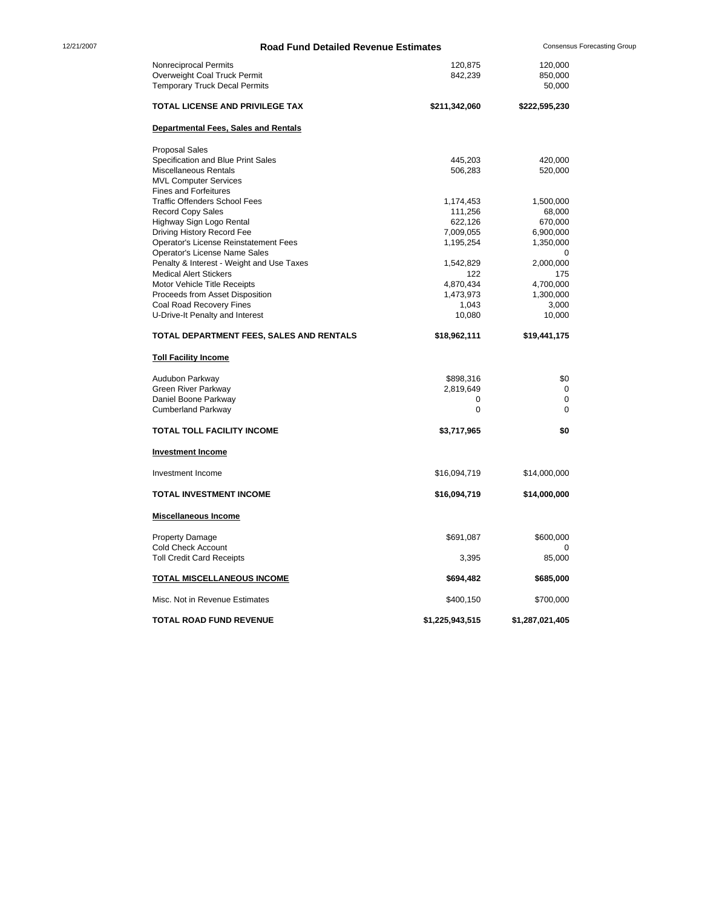## Road Fund Detailed Revenue Estimates

| | | |
|---|---|---|
| Nonreciprocal Permits | 120,875 | 120,000 |
| Overweight Coal Truck Permit | 842,239 | 850,000 |
| Temporary Truck Decal Permits | | 50,000 |
| **TOTAL LICENSE AND PRIVILEGE TAX** | **$211,342,060** | **$222,595,230** |
| **Departmental Fees, Sales and Rentals** | | |
| Proposal Sales | | |
| Specification and Blue Print Sales | 445,203 | 420,000 |
| Miscellaneous Rentals | 506,283 | 520,000 |
| MVL Computer Services | | |
| Fines and Forfeitures | | |
| Traffic Offenders School Fees | 1,174,453 | 1,500,000 |
| Record Copy Sales | 111,256 | 68,000 |
| Highway Sign Logo Rental | 622,126 | 670,000 |
| Driving History Record Fee | 7,009,055 | 6,900,000 |
| Operator's License Reinstatement Fees | 1,195,254 | 1,350,000 |
| Operator's License Name Sales | | 0 |
| Penalty & Interest - Weight and Use Taxes | 1,542,829 | 2,000,000 |
| Medical Alert Stickers | 122 | 175 |
| Motor Vehicle Title Receipts | 4,870,434 | 4,700,000 |
| Proceeds from Asset Disposition | 1,473,973 | 1,300,000 |
| Coal Road Recovery Fines | 1,043 | 3,000 |
| U-Drive-It Penalty and Interest | 10,080 | 10,000 |
| **TOTAL DEPARTMENT FEES, SALES AND RENTALS** | **$18,962,111** | **$19,441,175** |
| **Toll Facility Income** | | |
| Audubon Parkway | $898,316 | $0 |
| Green River Parkway | 2,819,649 | 0 |
| Daniel Boone Parkway | 0 | 0 |
| Cumberland Parkway | 0 | 0 |
| **TOTAL TOLL FACILITY INCOME** | **$3,717,965** | **$0** |
| **Investment Income** | | |
| Investment Income | $16,094,719 | $14,000,000 |
| **TOTAL INVESTMENT INCOME** | **$16,094,719** | **$14,000,000** |
| **Miscellaneous Income** | | |
| Property Damage | $691,087 | $600,000 |
| Cold Check Account | | 0 |
| Toll Credit Card Receipts | 3,395 | 85,000 |
| **TOTAL MISCELLANEOUS INCOME** | **$694,482** | **$685,000** |
| Misc. Not in Revenue Estimates | $400,150 | $700,000 |
| **TOTAL ROAD FUND REVENUE** | **$1,225,943,515** | **$1,287,021,405** |